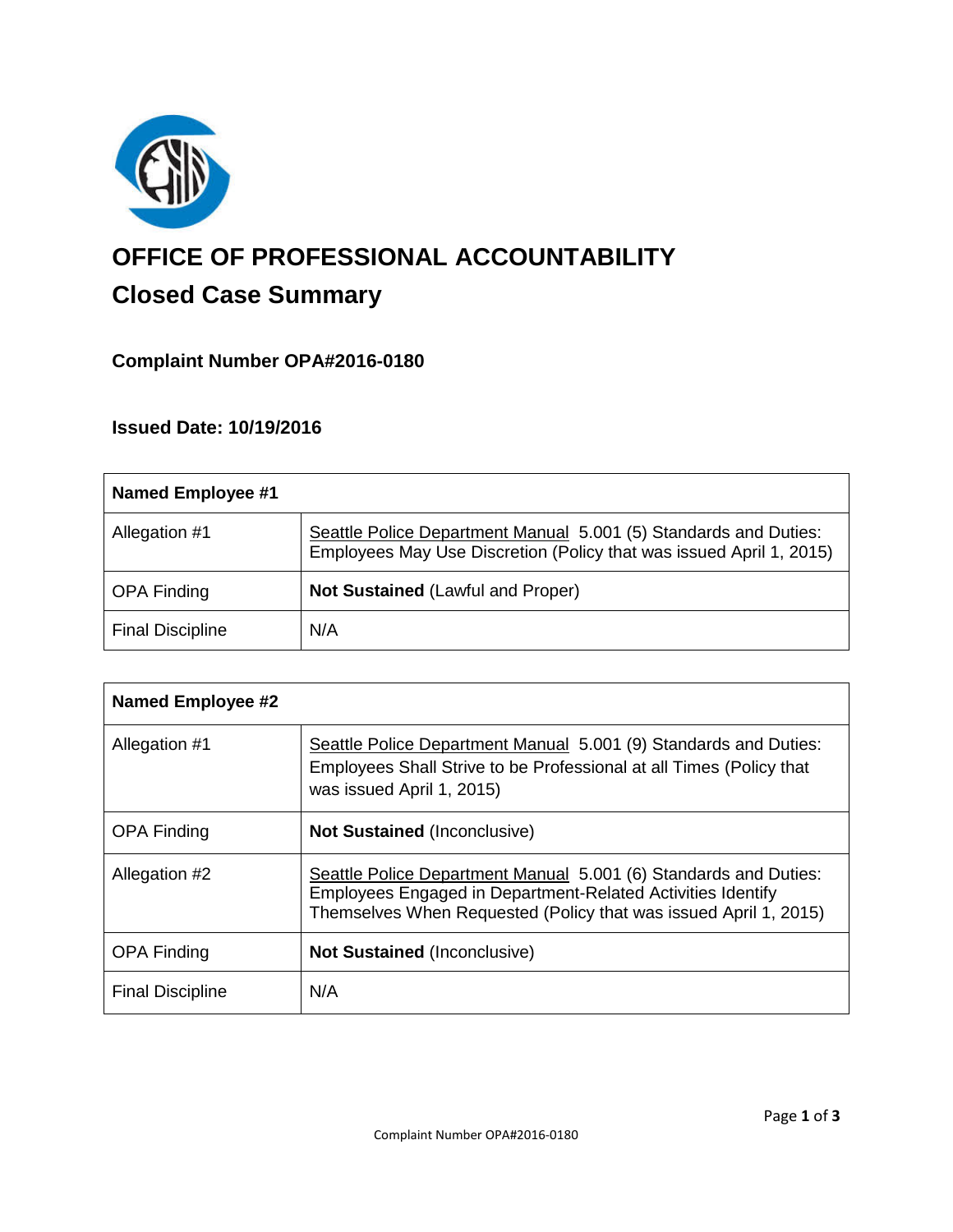# OFFICE OF PROFESSIONAL ACCOUNTABILITY

## Closed Case Summary

### Complaint Number OPA#2016-0180

### Issued Date: 10/19/2016

| Named Employee #1 | |
|---|---|
| Allegation #1 | Seattle Police Department Manual 5.001 (5) Standards and Duties: Employees May Use Discretion (Policy that was issued April 1, 2015) |
| OPA Finding | **Not Sustained** (Lawful and Proper) |
| Final Discipline | N/A |

| Named Employee #2 | |
|---|---|
| Allegation #1 | Seattle Police Department Manual 5.001 (9) Standards and Duties: Employees Shall Strive to be Professional at all Times (Policy that was issued April 1, 2015) |
| OPA Finding | **Not Sustained** (Inconclusive) |
| Allegation #2 | Seattle Police Department Manual 5.001 (6) Standards and Duties: Employees Engaged in Department-Related Activities Identify Themselves When Requested (Policy that was issued April 1, 2015) |
| OPA Finding | **Not Sustained** (Inconclusive) |
| Final Discipline | N/A |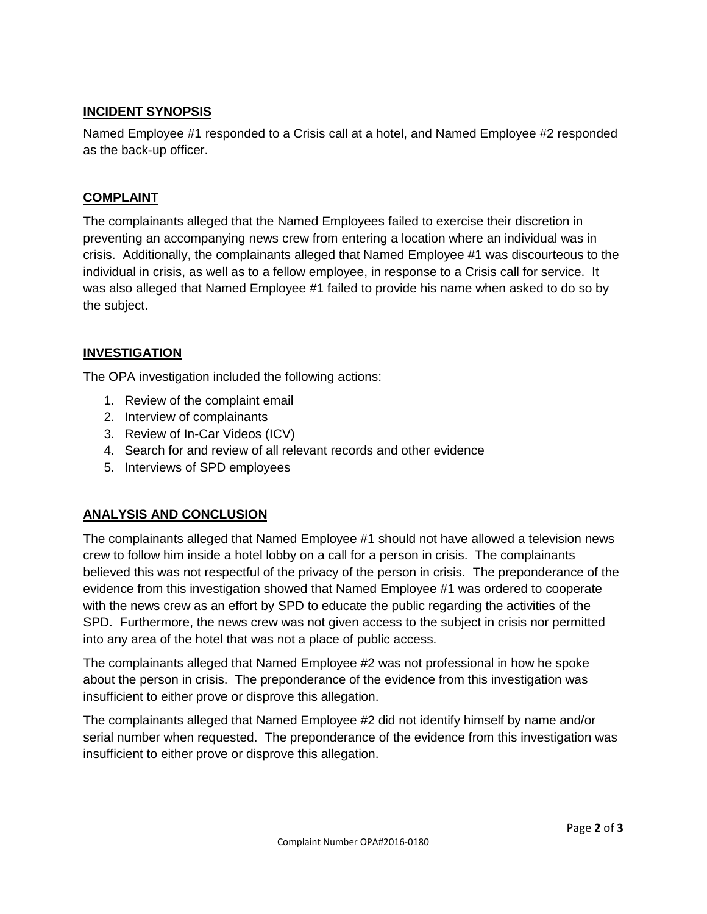## INCIDENT SYNOPSIS

Named Employee #1 responded to a Crisis call at a hotel, and Named Employee #2 responded as the back-up officer.

## COMPLAINT

The complainants alleged that the Named Employees failed to exercise their discretion in preventing an accompanying news crew from entering a location where an individual was in crisis. Additionally, the complainants alleged that Named Employee #1 was discourteous to the individual in crisis, as well as to a fellow employee, in response to a Crisis call for service. It was also alleged that Named Employee #1 failed to provide his name when asked to do so by the subject.

## INVESTIGATION

The OPA investigation included the following actions:

1. Review of the complaint email
2. Interview of complainants
3. Review of In-Car Videos (ICV)
4. Search for and review of all relevant records and other evidence
5. Interviews of SPD employees

## ANALYSIS AND CONCLUSION

The complainants alleged that Named Employee #1 should not have allowed a television news crew to follow him inside a hotel lobby on a call for a person in crisis. The complainants believed this was not respectful of the privacy of the person in crisis. The preponderance of the evidence from this investigation showed that Named Employee #1 was ordered to cooperate with the news crew as an effort by SPD to educate the public regarding the activities of the SPD. Furthermore, the news crew was not given access to the subject in crisis nor permitted into any area of the hotel that was not a place of public access.

The complainants alleged that Named Employee #2 was not professional in how he spoke about the person in crisis. The preponderance of the evidence from this investigation was insufficient to either prove or disprove this allegation.

The complainants alleged that Named Employee #2 did not identify himself by name and/or serial number when requested. The preponderance of the evidence from this investigation was insufficient to either prove or disprove this allegation.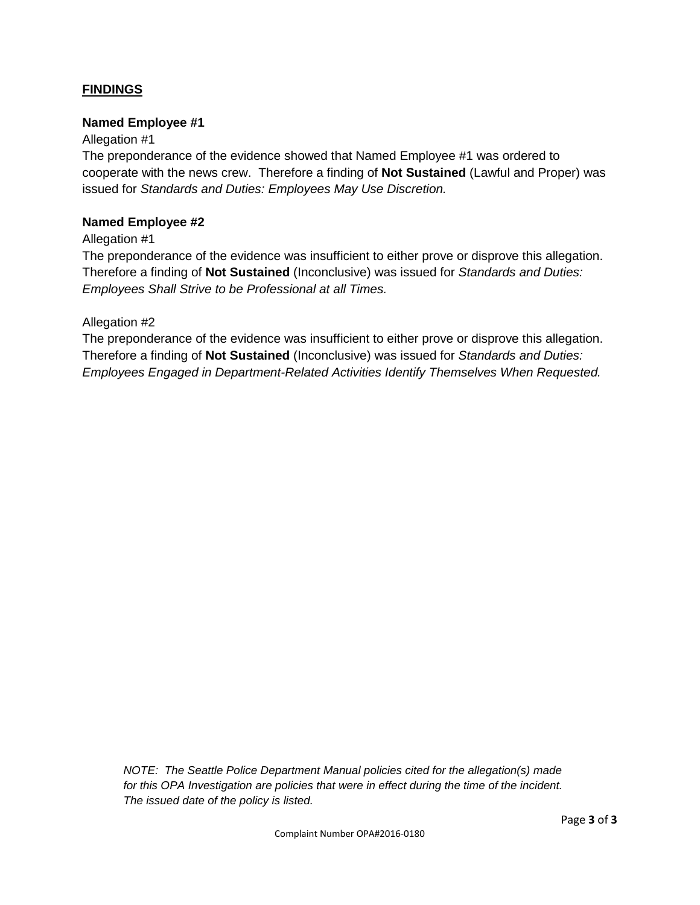## FINDINGS

**Named Employee #1**

Allegation #1

The preponderance of the evidence showed that Named Employee #1 was ordered to cooperate with the news crew. Therefore a finding of **Not Sustained** (Lawful and Proper) was issued for *Standards and Duties: Employees May Use Discretion.*

**Named Employee #2**

Allegation #1

The preponderance of the evidence was insufficient to either prove or disprove this allegation. Therefore a finding of **Not Sustained** (Inconclusive) was issued for *Standards and Duties: Employees Shall Strive to be Professional at all Times.*

Allegation #2

The preponderance of the evidence was insufficient to either prove or disprove this allegation. Therefore a finding of **Not Sustained** (Inconclusive) was issued for *Standards and Duties: Employees Engaged in Department-Related Activities Identify Themselves When Requested.*

*NOTE: The Seattle Police Department Manual policies cited for the allegation(s) made for this OPA Investigation are policies that were in effect during the time of the incident. The issued date of the policy is listed.*

Complaint Number OPA#2016-0180